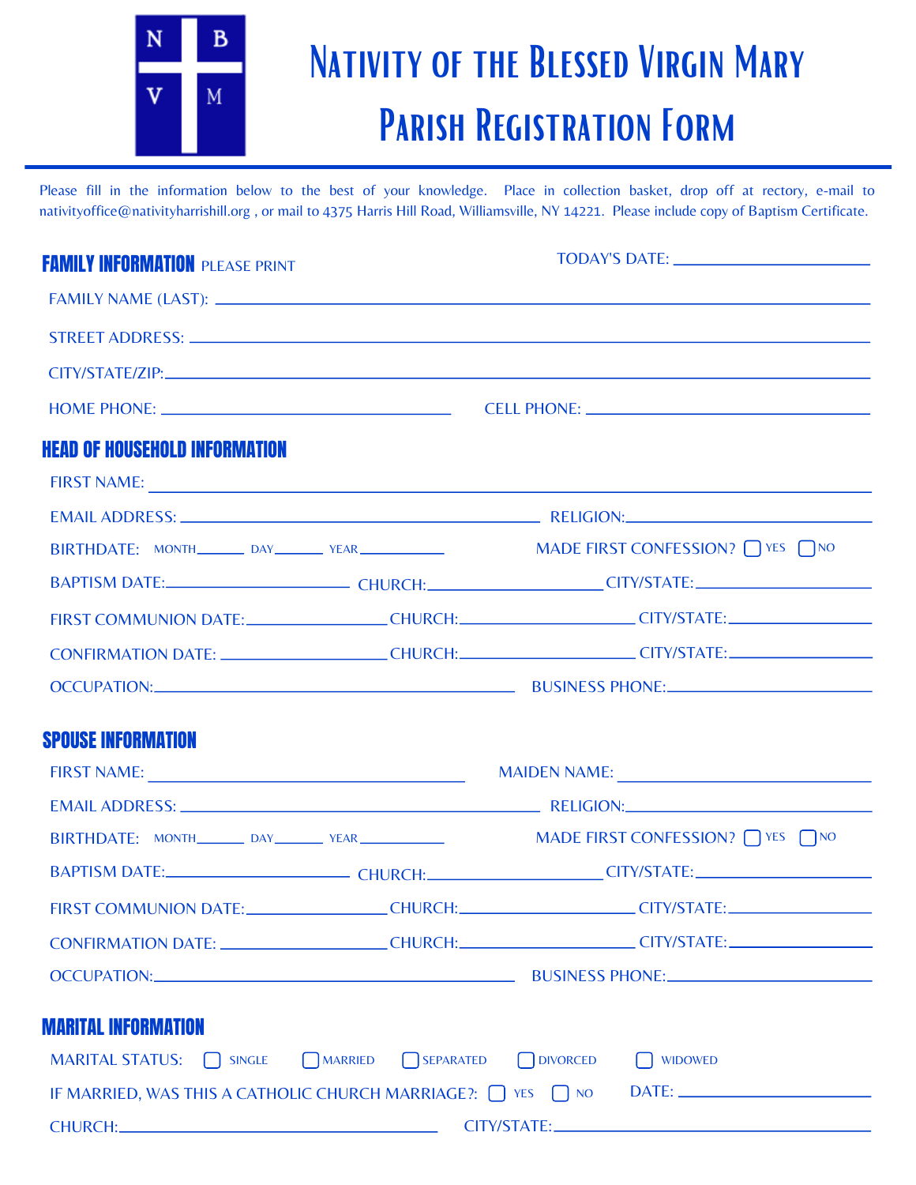N B
V M

# Nativity of the Blessed Virgin Mary
# Parish Registration Form

Please fill in the information below to the best of your knowledge. Place in collection basket, drop off at rectory, e-mail to nativityoffice@nativityharrishill.org , or mail to 4375 Harris Hill Road, Williamsville, NY 14221. Please include copy of Baptism Certificate.

## FAMILY INFORMATION PLEASE PRINT

TODAY'S DATE: ____________________

FAMILY NAME (LAST): ____________________

STREET ADDRESS: ____________________

CITY/STATE/ZIP: ____________________

HOME PHONE: ____________________ CELL PHONE: ____________________

## HEAD OF HOUSEHOLD INFORMATION

FIRST NAME: ____________________

EMAIL ADDRESS: ____________________ RELIGION: ____________________

BIRTHDATE: MONTH______ DAY______ YEAR__________ MADE FIRST CONFESSION? ☐ YES ☐ NO

BAPTISM DATE: __________ CHURCH: __________ CITY/STATE: __________

FIRST COMMUNION DATE: __________ CHURCH: __________ CITY/STATE: __________

CONFIRMATION DATE: __________ CHURCH: __________ CITY/STATE: __________

OCCUPATION: ____________________ BUSINESS PHONE: ____________________

## SPOUSE INFORMATION

FIRST NAME: ____________________ MAIDEN NAME: ____________________

EMAIL ADDRESS: ____________________ RELIGION: ____________________

BIRTHDATE: MONTH______ DAY______ YEAR__________ MADE FIRST CONFESSION? ☐ YES ☐ NO

BAPTISM DATE: __________ CHURCH: __________ CITY/STATE: __________

FIRST COMMUNION DATE: __________ CHURCH: __________ CITY/STATE: __________

CONFIRMATION DATE: __________ CHURCH: __________ CITY/STATE: __________

OCCUPATION: ____________________ BUSINESS PHONE: ____________________

## MARITAL INFORMATION

MARITAL STATUS: ☐ SINGLE ☐ MARRIED ☐ SEPARATED ☐ DIVORCED ☐ WIDOWED

IF MARRIED, WAS THIS A CATHOLIC CHURCH MARRIAGE?: ☐ YES ☐ NO DATE: ____________________

CHURCH: ____________________ CITY/STATE: ____________________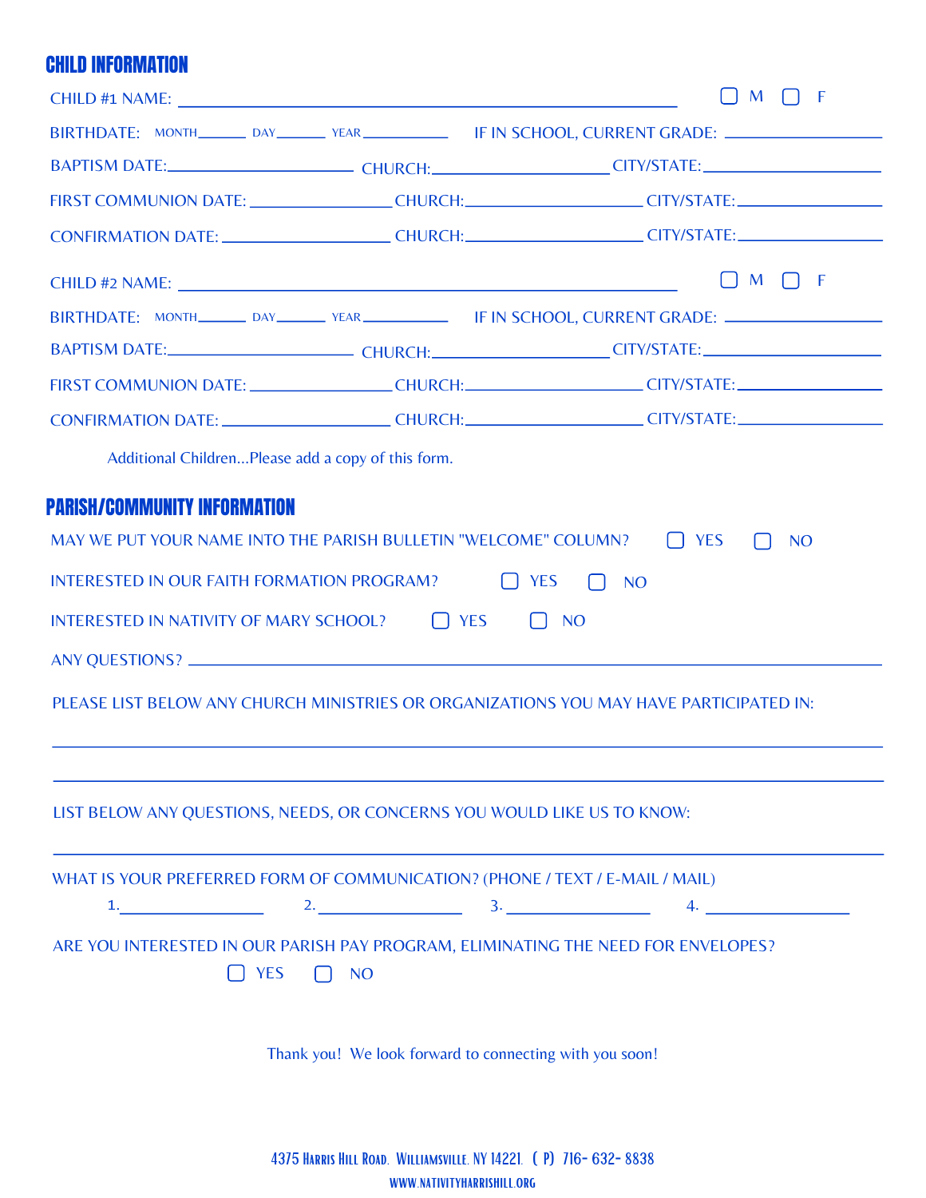## CHILD INFORMATION

CHILD #1 NAME: ______________________________ ☐ M ☐ F

BIRTHDATE: MONTH______ DAY______ YEAR__________ IF IN SCHOOL, CURRENT GRADE: ______________

BAPTISM DATE:____________________ CHURCH:____________________ CITY/STATE:____________________

FIRST COMMUNION DATE: ______________ CHURCH:____________________ CITY/STATE:______________

CONFIRMATION DATE: ________________ CHURCH:____________________ CITY/STATE:______________

CHILD #2 NAME: ______________________________ ☐ M ☐ F

BIRTHDATE: MONTH______ DAY______ YEAR__________ IF IN SCHOOL, CURRENT GRADE: ______________

BAPTISM DATE:____________________ CHURCH:____________________ CITY/STATE:____________________

FIRST COMMUNION DATE: ______________ CHURCH:____________________ CITY/STATE:______________

CONFIRMATION DATE: ________________ CHURCH:____________________ CITY/STATE:______________

Additional Children...Please add a copy of this form.

## PARISH/COMMUNITY INFORMATION

MAY WE PUT YOUR NAME INTO THE PARISH BULLETIN "WELCOME" COLUMN? ☐ YES ☐ NO

INTERESTED IN OUR FAITH FORMATION PROGRAM? ☐ YES ☐ NO

INTERESTED IN NATIVITY OF MARY SCHOOL? ☐ YES ☐ NO

ANY QUESTIONS? ______________________________________________

PLEASE LIST BELOW ANY CHURCH MINISTRIES OR ORGANIZATIONS YOU MAY HAVE PARTICIPATED IN:

______________________________________________

______________________________________________

LIST BELOW ANY QUESTIONS, NEEDS, OR CONCERNS YOU WOULD LIKE US TO KNOW:

______________________________________________

WHAT IS YOUR PREFERRED FORM OF COMMUNICATION? (PHONE / TEXT / E-MAIL / MAIL)

1.______________ 2.______________ 3. ______________ 4. ______________

ARE YOU INTERESTED IN OUR PARISH PAY PROGRAM, ELIMINATING THE NEED FOR ENVELOPES?

☐ YES ☐ NO

Thank you! We look forward to connecting with you soon!

4375 Harris Hill Road, Williamsville, NY 14221. (P) 716- 632- 8838

WWW.NATIVITYHARRISHILL.ORG